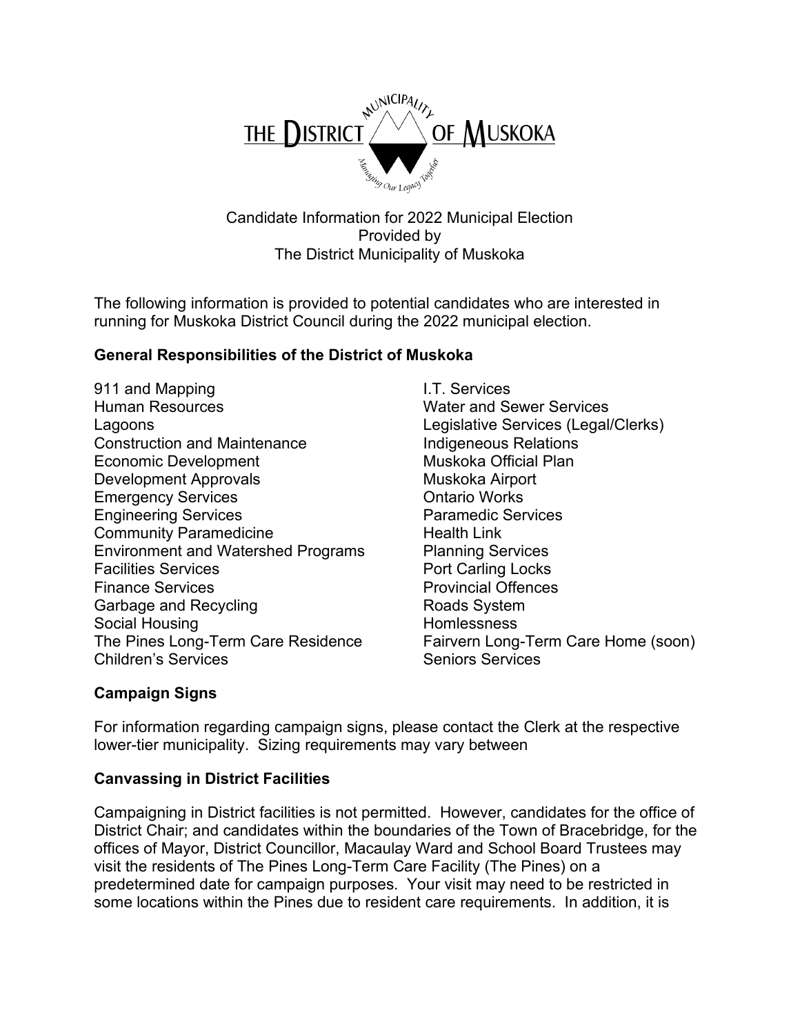Candidate Information for 2022 Municipal Election
Provided by
The District Municipality of Muskoka

The following information is provided to potential candidates who are interested in running for Muskoka District Council during the 2022 municipal election.

## General Responsibilities of the District of Muskoka

- 911 and Mapping
- Human Resources
- Lagoons
- Construction and Maintenance
- Economic Development
- Development Approvals
- Emergency Services
- Engineering Services
- Community Paramedicine
- Environment and Watershed Programs
- Facilities Services
- Finance Services
- Garbage and Recycling
- Social Housing
- The Pines Long-Term Care Residence
- Children's Services
- I.T. Services
- Water and Sewer Services
- Legislative Services (Legal/Clerks)
- Indigeneous Relations
- Muskoka Official Plan
- Muskoka Airport
- Ontario Works
- Paramedic Services
- Health Link
- Planning Services
- Port Carling Locks
- Provincial Offences
- Roads System
- Homlessness
- Fairvern Long-Term Care Home (soon)
- Seniors Services

## Campaign Signs

For information regarding campaign signs, please contact the Clerk at the respective lower-tier municipality. Sizing requirements may vary between

## Canvassing in District Facilities

Campaigning in District facilities is not permitted. However, candidates for the office of District Chair; and candidates within the boundaries of the Town of Bracebridge, for the offices of Mayor, District Councillor, Macaulay Ward and School Board Trustees may visit the residents of The Pines Long-Term Care Facility (The Pines) on a predetermined date for campaign purposes. Your visit may need to be restricted in some locations within the Pines due to resident care requirements. In addition, it is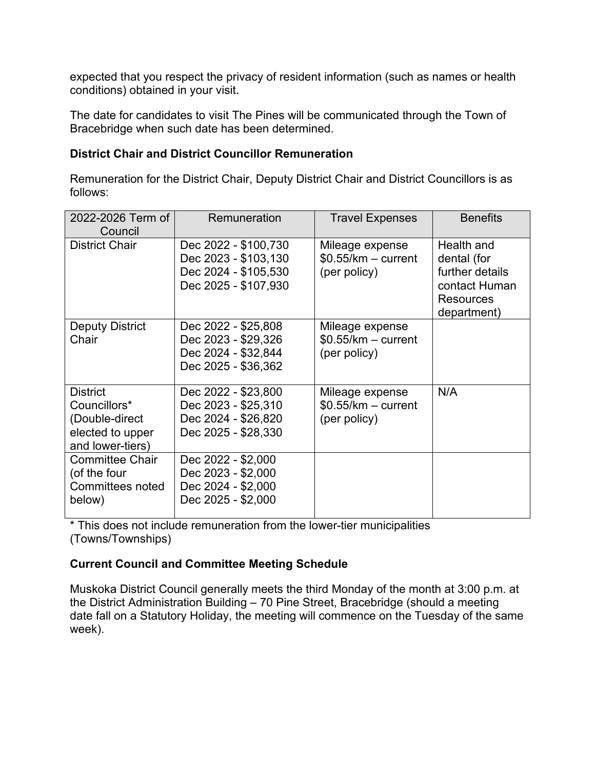expected that you respect the privacy of resident information (such as names or health conditions) obtained in your visit.

The date for candidates to visit The Pines will be communicated through the Town of Bracebridge when such date has been determined.

**District Chair and District Councillor Remuneration**

Remuneration for the District Chair, Deputy District Chair and District Councillors is as follows:

| 2022-2026 Term of Council | Remuneration | Travel Expenses | Benefits |
| --- | --- | --- | --- |
| District Chair | Dec 2022 - $100,730<br>Dec 2023 - $103,130<br>Dec 2024 - $105,530<br>Dec 2025 - $107,930 | Mileage expense $0.55/km – current (per policy) | Health and dental (for further details contact Human Resources department) |
| Deputy District Chair | Dec 2022 - $25,808<br>Dec 2023 - $29,326<br>Dec 2024 - $32,844<br>Dec 2025 - $36,362 | Mileage expense $0.55/km – current (per policy) | |
| District Councillors* (Double-direct elected to upper and lower-tiers) | Dec 2022 - $23,800<br>Dec 2023 - $25,310<br>Dec 2024 - $26,820<br>Dec 2025 - $28,330 | Mileage expense $0.55/km – current (per policy) | N/A |
| Committee Chair (of the four Committees noted below) | Dec 2022 - $2,000<br>Dec 2023 - $2,000<br>Dec 2024 - $2,000<br>Dec 2025 - $2,000 | | |

* This does not include remuneration from the lower-tier municipalities (Towns/Townships)

**Current Council and Committee Meeting Schedule**

Muskoka District Council generally meets the third Monday of the month at 3:00 p.m. at the District Administration Building – 70 Pine Street, Bracebridge (should a meeting date fall on a Statutory Holiday, the meeting will commence on the Tuesday of the same week).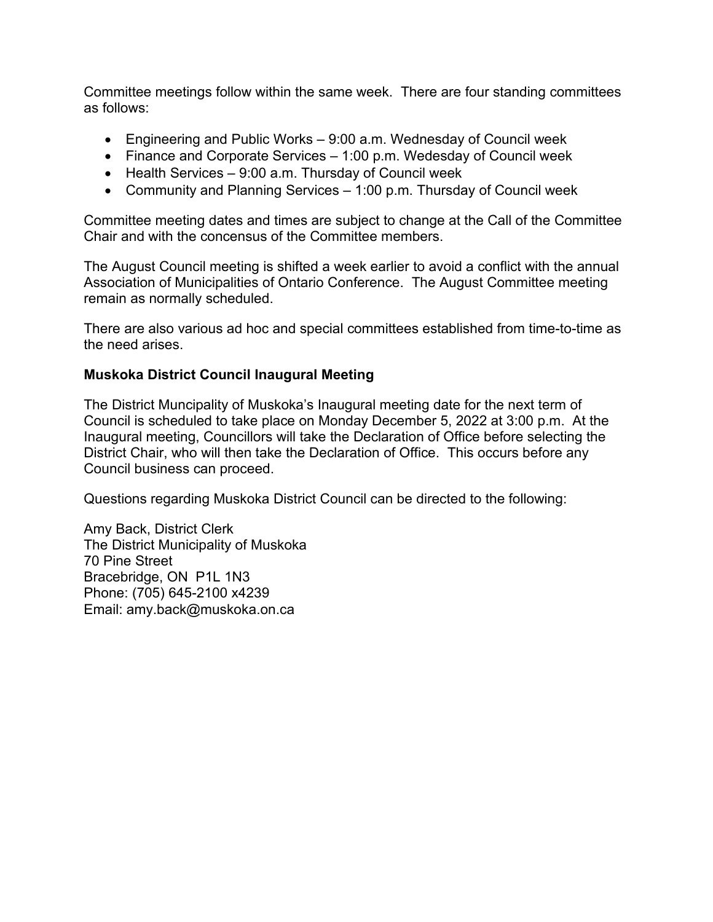Committee meetings follow within the same week. There are four standing committees as follows:

- Engineering and Public Works – 9:00 a.m. Wednesday of Council week
- Finance and Corporate Services – 1:00 p.m. Wedesday of Council week
- Health Services – 9:00 a.m. Thursday of Council week
- Community and Planning Services – 1:00 p.m. Thursday of Council week

Committee meeting dates and times are subject to change at the Call of the Committee Chair and with the concensus of the Committee members.

The August Council meeting is shifted a week earlier to avoid a conflict with the annual Association of Municipalities of Ontario Conference. The August Committee meeting remain as normally scheduled.

There are also various ad hoc and special committees established from time-to-time as the need arises.

**Muskoka District Council Inaugural Meeting**

The District Muncipality of Muskoka's Inaugural meeting date for the next term of Council is scheduled to take place on Monday December 5, 2022 at 3:00 p.m. At the Inaugural meeting, Councillors will take the Declaration of Office before selecting the District Chair, who will then take the Declaration of Office. This occurs before any Council business can proceed.

Questions regarding Muskoka District Council can be directed to the following:

Amy Back, District Clerk
The District Municipality of Muskoka
70 Pine Street
Bracebridge, ON P1L 1N3
Phone: (705) 645-2100 x4239
Email: amy.back@muskoka.on.ca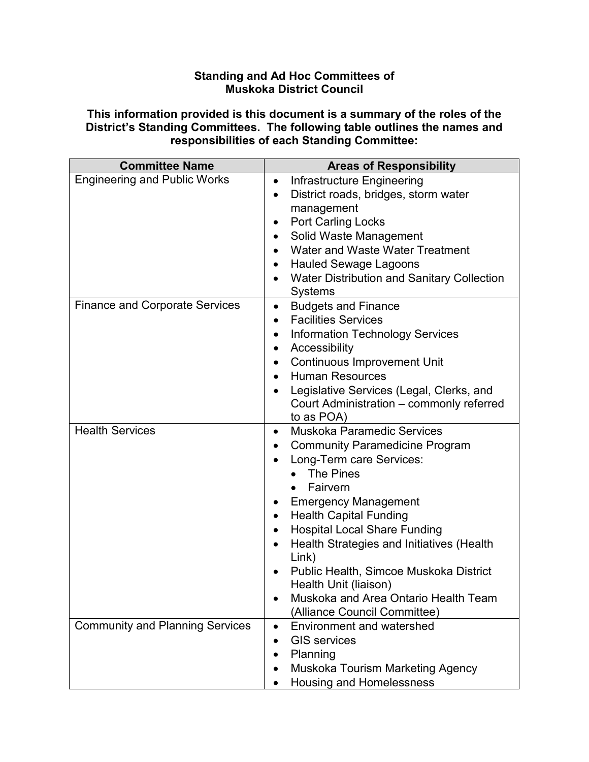**Standing and Ad Hoc Committees of Muskoka District Council**

**This information provided is this document is a summary of the roles of the District's Standing Committees. The following table outlines the names and responsibilities of each Standing Committee:**

| Committee Name | Areas of Responsibility |
|---|---|
| Engineering and Public Works | • Infrastructure Engineering<br>• District roads, bridges, storm water management<br>• Port Carling Locks<br>• Solid Waste Management<br>• Water and Waste Water Treatment<br>• Hauled Sewage Lagoons<br>• Water Distribution and Sanitary Collection Systems |
| Finance and Corporate Services | • Budgets and Finance<br>• Facilities Services<br>• Information Technology Services<br>• Accessibility<br>• Continuous Improvement Unit<br>• Human Resources<br>• Legislative Services (Legal, Clerks, and Court Administration – commonly referred to as POA) |
| Health Services | • Muskoka Paramedic Services<br>• Community Paramedicine Program<br>• Long-Term care Services:<br>&nbsp;&nbsp;&nbsp;&nbsp;• The Pines<br>&nbsp;&nbsp;&nbsp;&nbsp;• Fairvern<br>• Emergency Management<br>• Health Capital Funding<br>• Hospital Local Share Funding<br>• Health Strategies and Initiatives (Health Link)<br>• Public Health, Simcoe Muskoka District Health Unit (liaison)<br>• Muskoka and Area Ontario Health Team (Alliance Council Committee) |
| Community and Planning Services | • Environment and watershed<br>• GIS services<br>• Planning<br>• Muskoka Tourism Marketing Agency<br>• Housing and Homelessness |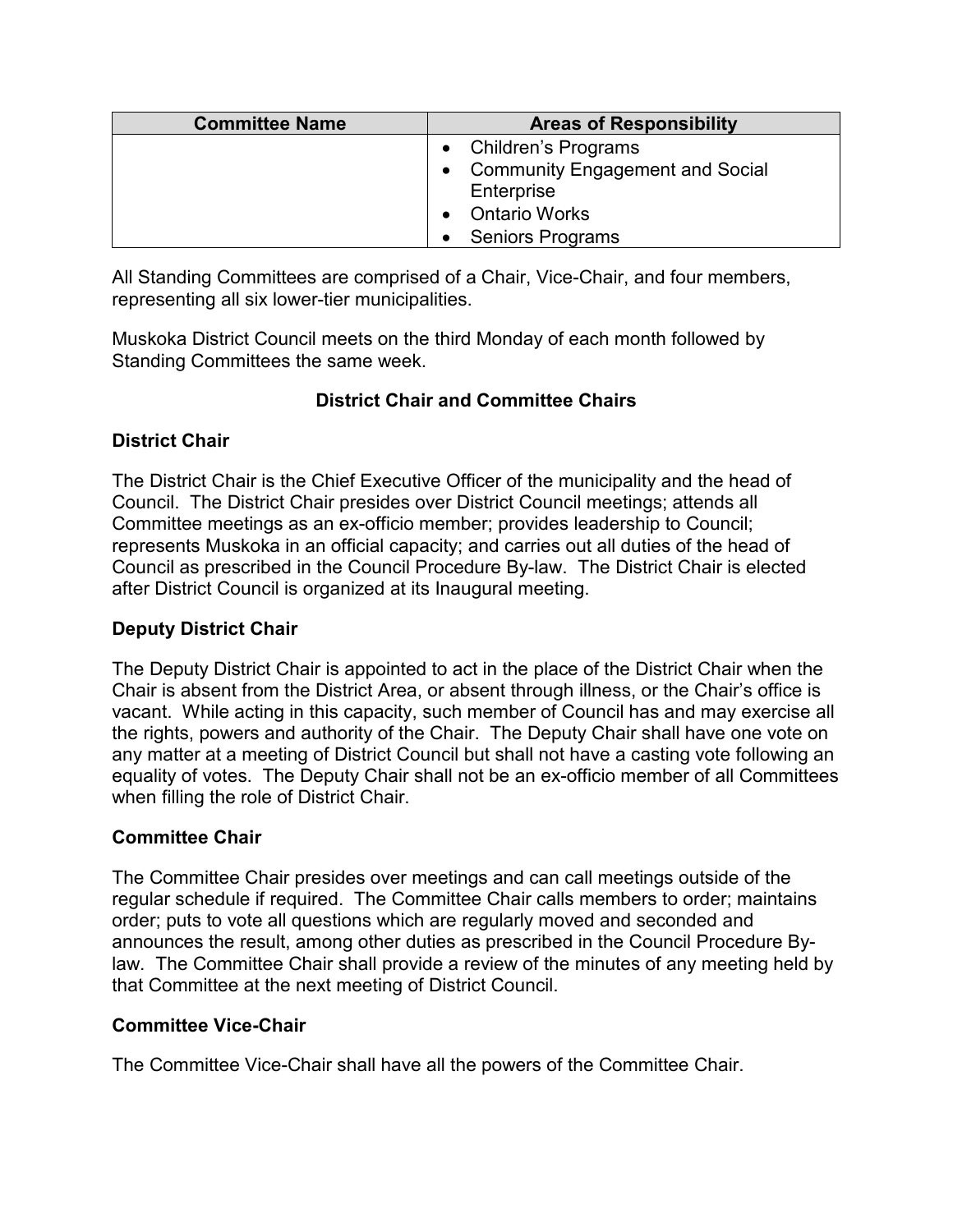| Committee Name | Areas of Responsibility |
| --- | --- |
| | • Children's Programs<br>• Community Engagement and Social Enterprise<br>• Ontario Works<br>• Seniors Programs |

All Standing Committees are comprised of a Chair, Vice-Chair, and four members, representing all six lower-tier municipalities.

Muskoka District Council meets on the third Monday of each month followed by Standing Committees the same week.

## District Chair and Committee Chairs

### District Chair

The District Chair is the Chief Executive Officer of the municipality and the head of Council. The District Chair presides over District Council meetings; attends all Committee meetings as an ex-officio member; provides leadership to Council; represents Muskoka in an official capacity; and carries out all duties of the head of Council as prescribed in the Council Procedure By-law. The District Chair is elected after District Council is organized at its Inaugural meeting.

### Deputy District Chair

The Deputy District Chair is appointed to act in the place of the District Chair when the Chair is absent from the District Area, or absent through illness, or the Chair's office is vacant. While acting in this capacity, such member of Council has and may exercise all the rights, powers and authority of the Chair. The Deputy Chair shall have one vote on any matter at a meeting of District Council but shall not have a casting vote following an equality of votes. The Deputy Chair shall not be an ex-officio member of all Committees when filling the role of District Chair.

### Committee Chair

The Committee Chair presides over meetings and can call meetings outside of the regular schedule if required. The Committee Chair calls members to order; maintains order; puts to vote all questions which are regularly moved and seconded and announces the result, among other duties as prescribed in the Council Procedure By-law. The Committee Chair shall provide a review of the minutes of any meeting held by that Committee at the next meeting of District Council.

### Committee Vice-Chair

The Committee Vice-Chair shall have all the powers of the Committee Chair.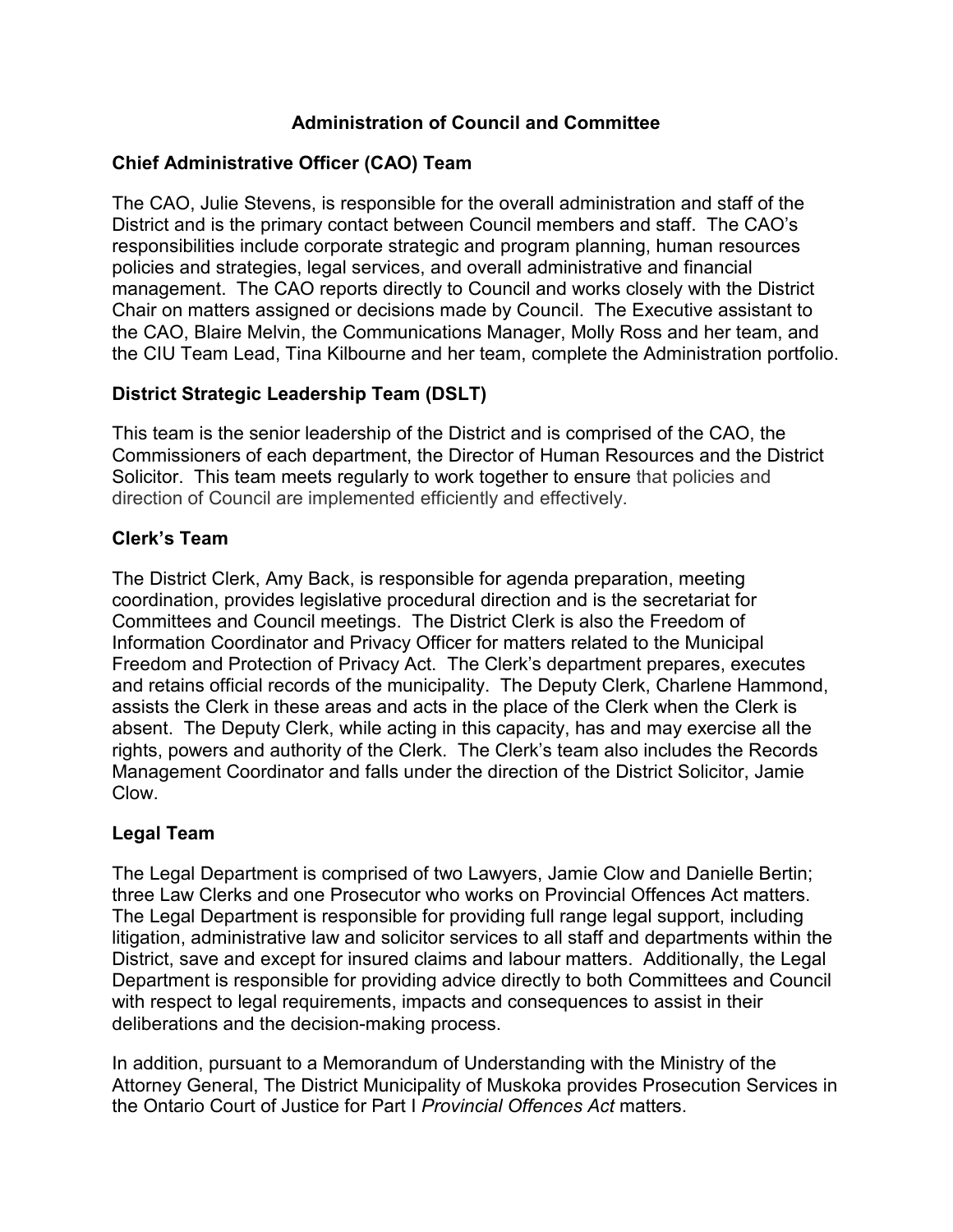# Administration of Council and Committee

## Chief Administrative Officer (CAO) Team

The CAO, Julie Stevens, is responsible for the overall administration and staff of the District and is the primary contact between Council members and staff. The CAO's responsibilities include corporate strategic and program planning, human resources policies and strategies, legal services, and overall administrative and financial management. The CAO reports directly to Council and works closely with the District Chair on matters assigned or decisions made by Council. The Executive assistant to the CAO, Blaire Melvin, the Communications Manager, Molly Ross and her team, and the CIU Team Lead, Tina Kilbourne and her team, complete the Administration portfolio.

## District Strategic Leadership Team (DSLT)

This team is the senior leadership of the District and is comprised of the CAO, the Commissioners of each department, the Director of Human Resources and the District Solicitor. This team meets regularly to work together to ensure that policies and direction of Council are implemented efficiently and effectively.

## Clerk's Team

The District Clerk, Amy Back, is responsible for agenda preparation, meeting coordination, provides legislative procedural direction and is the secretariat for Committees and Council meetings. The District Clerk is also the Freedom of Information Coordinator and Privacy Officer for matters related to the Municipal Freedom and Protection of Privacy Act. The Clerk's department prepares, executes and retains official records of the municipality. The Deputy Clerk, Charlene Hammond, assists the Clerk in these areas and acts in the place of the Clerk when the Clerk is absent. The Deputy Clerk, while acting in this capacity, has and may exercise all the rights, powers and authority of the Clerk. The Clerk's team also includes the Records Management Coordinator and falls under the direction of the District Solicitor, Jamie Clow.

## Legal Team

The Legal Department is comprised of two Lawyers, Jamie Clow and Danielle Bertin; three Law Clerks and one Prosecutor who works on Provincial Offences Act matters. The Legal Department is responsible for providing full range legal support, including litigation, administrative law and solicitor services to all staff and departments within the District, save and except for insured claims and labour matters. Additionally, the Legal Department is responsible for providing advice directly to both Committees and Council with respect to legal requirements, impacts and consequences to assist in their deliberations and the decision-making process.

In addition, pursuant to a Memorandum of Understanding with the Ministry of the Attorney General, The District Municipality of Muskoka provides Prosecution Services in the Ontario Court of Justice for Part I *Provincial Offences Act* matters.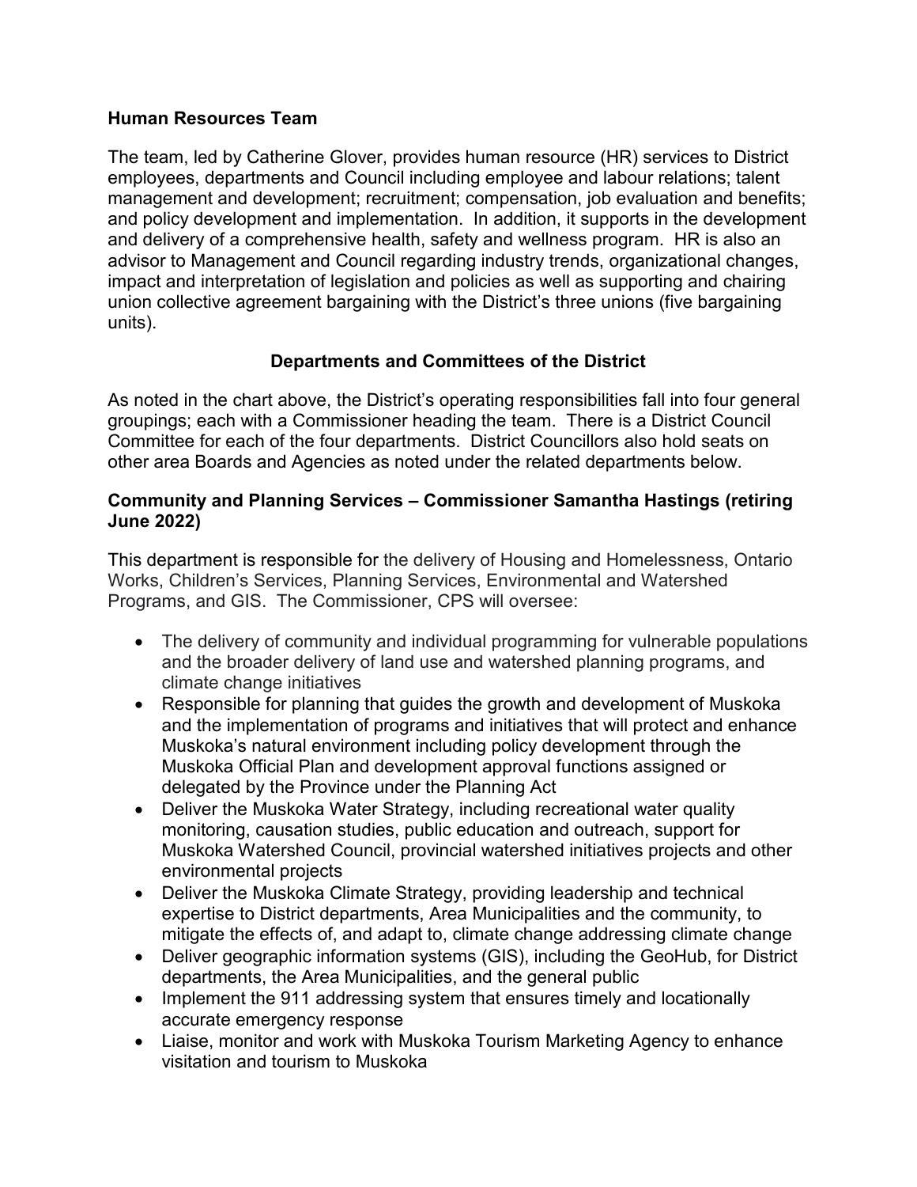**Human Resources Team**

The team, led by Catherine Glover, provides human resource (HR) services to District employees, departments and Council including employee and labour relations; talent management and development; recruitment; compensation, job evaluation and benefits; and policy development and implementation. In addition, it supports in the development and delivery of a comprehensive health, safety and wellness program. HR is also an advisor to Management and Council regarding industry trends, organizational changes, impact and interpretation of legislation and policies as well as supporting and chairing union collective agreement bargaining with the District's three unions (five bargaining units).

## Departments and Committees of the District

As noted in the chart above, the District's operating responsibilities fall into four general groupings; each with a Commissioner heading the team. There is a District Council Committee for each of the four departments. District Councillors also hold seats on other area Boards and Agencies as noted under the related departments below.

**Community and Planning Services – Commissioner Samantha Hastings (retiring June 2022)**

This department is responsible for the delivery of Housing and Homelessness, Ontario Works, Children's Services, Planning Services, Environmental and Watershed Programs, and GIS. The Commissioner, CPS will oversee:

- The delivery of community and individual programming for vulnerable populations and the broader delivery of land use and watershed planning programs, and climate change initiatives
- Responsible for planning that guides the growth and development of Muskoka and the implementation of programs and initiatives that will protect and enhance Muskoka's natural environment including policy development through the Muskoka Official Plan and development approval functions assigned or delegated by the Province under the Planning Act
- Deliver the Muskoka Water Strategy, including recreational water quality monitoring, causation studies, public education and outreach, support for Muskoka Watershed Council, provincial watershed initiatives projects and other environmental projects
- Deliver the Muskoka Climate Strategy, providing leadership and technical expertise to District departments, Area Municipalities and the community, to mitigate the effects of, and adapt to, climate change addressing climate change
- Deliver geographic information systems (GIS), including the GeoHub, for District departments, the Area Municipalities, and the general public
- Implement the 911 addressing system that ensures timely and locationally accurate emergency response
- Liaise, monitor and work with Muskoka Tourism Marketing Agency to enhance visitation and tourism to Muskoka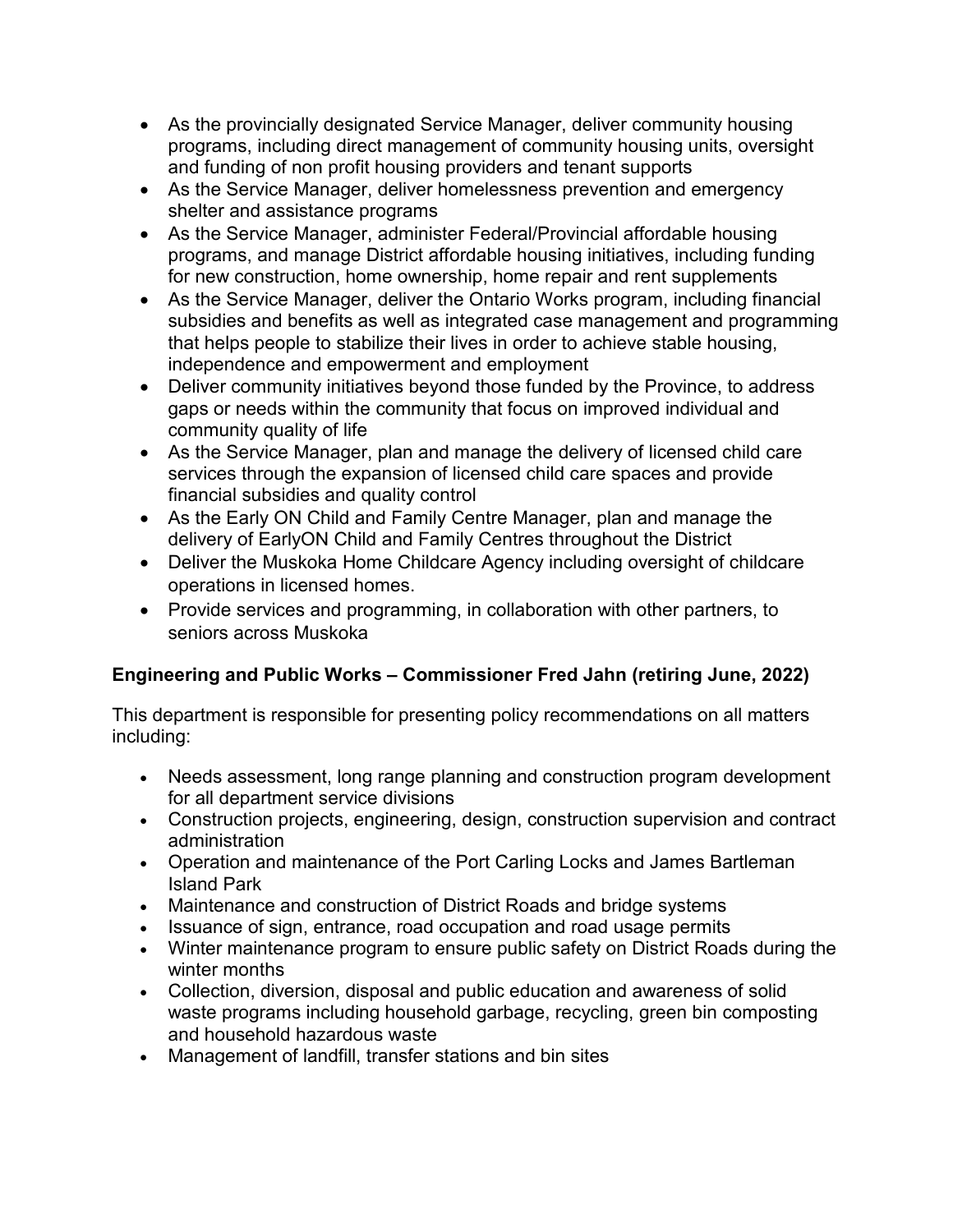- As the provincially designated Service Manager, deliver community housing programs, including direct management of community housing units, oversight and funding of non profit housing providers and tenant supports
- As the Service Manager, deliver homelessness prevention and emergency shelter and assistance programs
- As the Service Manager, administer Federal/Provincial affordable housing programs, and manage District affordable housing initiatives, including funding for new construction, home ownership, home repair and rent supplements
- As the Service Manager, deliver the Ontario Works program, including financial subsidies and benefits as well as integrated case management and programming that helps people to stabilize their lives in order to achieve stable housing, independence and empowerment and employment
- Deliver community initiatives beyond those funded by the Province, to address gaps or needs within the community that focus on improved individual and community quality of life
- As the Service Manager, plan and manage the delivery of licensed child care services through the expansion of licensed child care spaces and provide financial subsidies and quality control
- As the Early ON Child and Family Centre Manager, plan and manage the delivery of EarlyON Child and Family Centres throughout the District
- Deliver the Muskoka Home Childcare Agency including oversight of childcare operations in licensed homes.
- Provide services and programming, in collaboration with other partners, to seniors across Muskoka

**Engineering and Public Works – Commissioner Fred Jahn (retiring June, 2022)**

This department is responsible for presenting policy recommendations on all matters including:

- Needs assessment, long range planning and construction program development for all department service divisions
- Construction projects, engineering, design, construction supervision and contract administration
- Operation and maintenance of the Port Carling Locks and James Bartleman Island Park
- Maintenance and construction of District Roads and bridge systems
- Issuance of sign, entrance, road occupation and road usage permits
- Winter maintenance program to ensure public safety on District Roads during the winter months
- Collection, diversion, disposal and public education and awareness of solid waste programs including household garbage, recycling, green bin composting and household hazardous waste
- Management of landfill, transfer stations and bin sites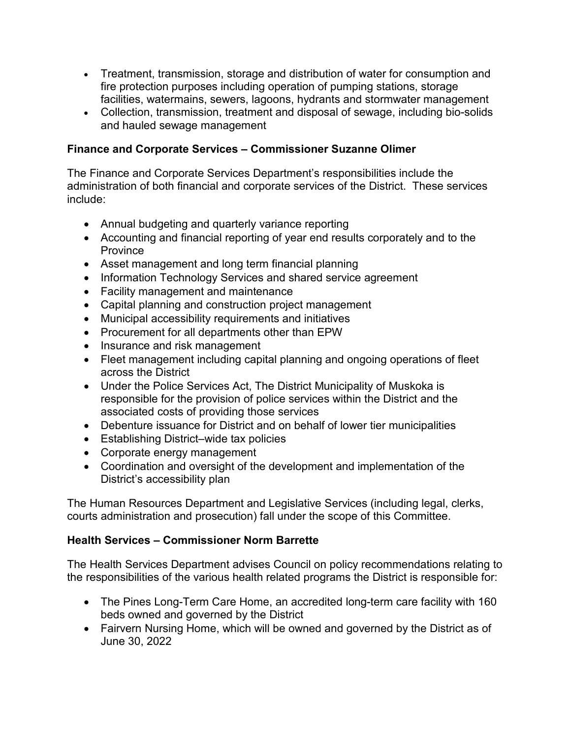- Treatment, transmission, storage and distribution of water for consumption and fire protection purposes including operation of pumping stations, storage facilities, watermains, sewers, lagoons, hydrants and stormwater management
- Collection, transmission, treatment and disposal of sewage, including bio-solids and hauled sewage management

**Finance and Corporate Services – Commissioner Suzanne Olimer**

The Finance and Corporate Services Department's responsibilities include the administration of both financial and corporate services of the District. These services include:

- Annual budgeting and quarterly variance reporting
- Accounting and financial reporting of year end results corporately and to the Province
- Asset management and long term financial planning
- Information Technology Services and shared service agreement
- Facility management and maintenance
- Capital planning and construction project management
- Municipal accessibility requirements and initiatives
- Procurement for all departments other than EPW
- Insurance and risk management
- Fleet management including capital planning and ongoing operations of fleet across the District
- Under the Police Services Act, The District Municipality of Muskoka is responsible for the provision of police services within the District and the associated costs of providing those services
- Debenture issuance for District and on behalf of lower tier municipalities
- Establishing District–wide tax policies
- Corporate energy management
- Coordination and oversight of the development and implementation of the District's accessibility plan

The Human Resources Department and Legislative Services (including legal, clerks, courts administration and prosecution) fall under the scope of this Committee.

**Health Services – Commissioner Norm Barrette**

The Health Services Department advises Council on policy recommendations relating to the responsibilities of the various health related programs the District is responsible for:

- The Pines Long-Term Care Home, an accredited long-term care facility with 160 beds owned and governed by the District
- Fairvern Nursing Home, which will be owned and governed by the District as of June 30, 2022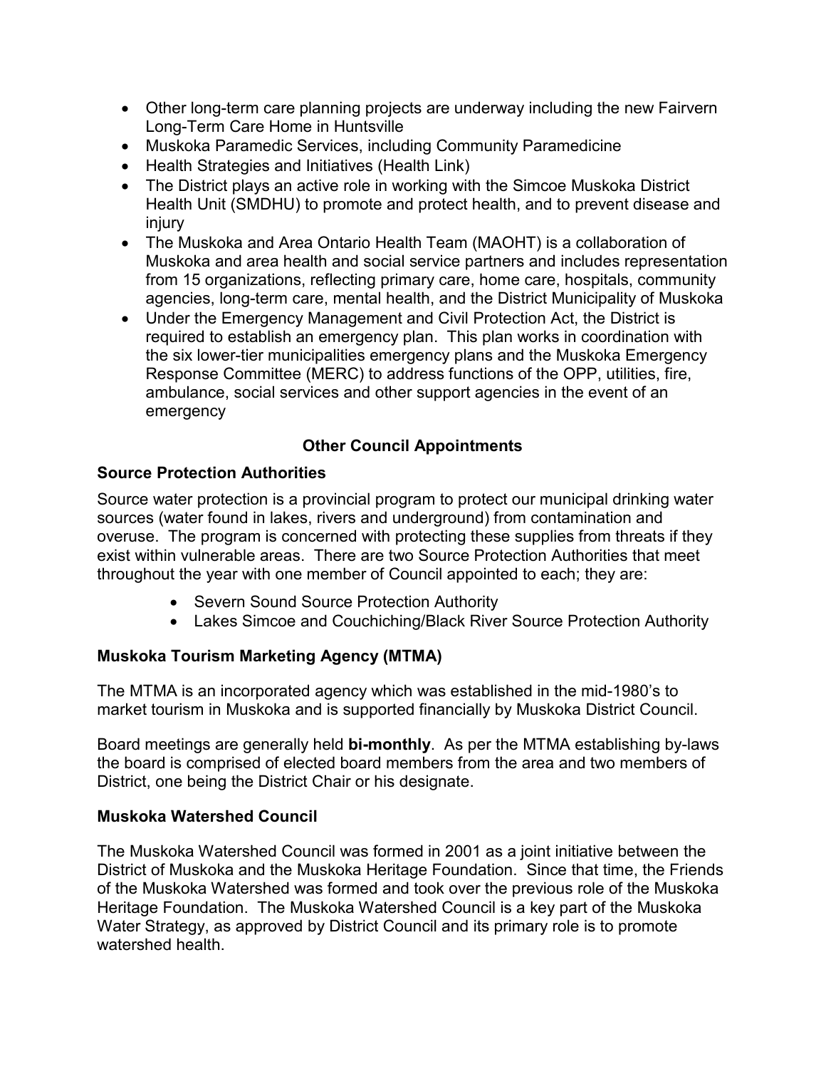- Other long-term care planning projects are underway including the new Fairvern Long-Term Care Home in Huntsville
- Muskoka Paramedic Services, including Community Paramedicine
- Health Strategies and Initiatives (Health Link)
- The District plays an active role in working with the Simcoe Muskoka District Health Unit (SMDHU) to promote and protect health, and to prevent disease and injury
- The Muskoka and Area Ontario Health Team (MAOHT) is a collaboration of Muskoka and area health and social service partners and includes representation from 15 organizations, reflecting primary care, home care, hospitals, community agencies, long-term care, mental health, and the District Municipality of Muskoka
- Under the Emergency Management and Civil Protection Act, the District is required to establish an emergency plan. This plan works in coordination with the six lower-tier municipalities emergency plans and the Muskoka Emergency Response Committee (MERC) to address functions of the OPP, utilities, fire, ambulance, social services and other support agencies in the event of an emergency

## Other Council Appointments

### Source Protection Authorities

Source water protection is a provincial program to protect our municipal drinking water sources (water found in lakes, rivers and underground) from contamination and overuse. The program is concerned with protecting these supplies from threats if they exist within vulnerable areas. There are two Source Protection Authorities that meet throughout the year with one member of Council appointed to each; they are:

- Severn Sound Source Protection Authority
- Lakes Simcoe and Couchiching/Black River Source Protection Authority

### Muskoka Tourism Marketing Agency (MTMA)

The MTMA is an incorporated agency which was established in the mid-1980's to market tourism in Muskoka and is supported financially by Muskoka District Council.

Board meetings are generally held **bi-monthly**. As per the MTMA establishing by-laws the board is comprised of elected board members from the area and two members of District, one being the District Chair or his designate.

### Muskoka Watershed Council

The Muskoka Watershed Council was formed in 2001 as a joint initiative between the District of Muskoka and the Muskoka Heritage Foundation. Since that time, the Friends of the Muskoka Watershed was formed and took over the previous role of the Muskoka Heritage Foundation. The Muskoka Watershed Council is a key part of the Muskoka Water Strategy, as approved by District Council and its primary role is to promote watershed health.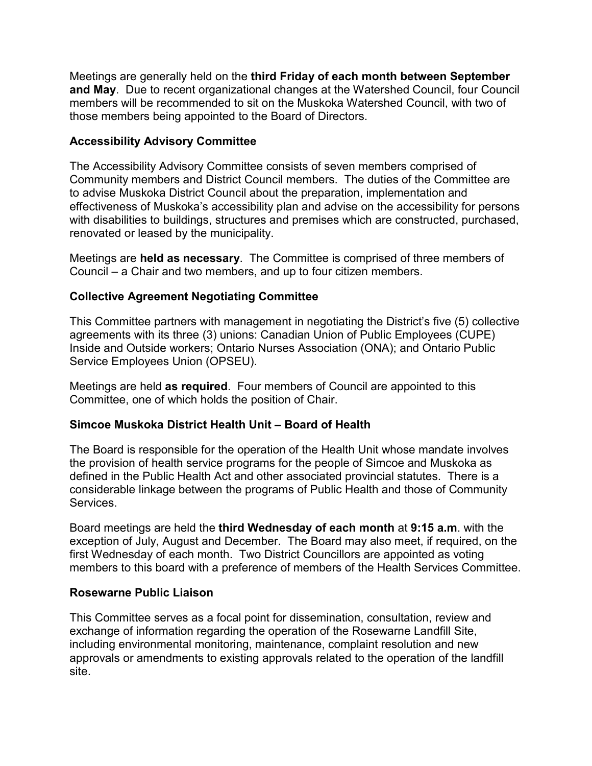Meetings are generally held on the **third Friday of each month between September and May**. Due to recent organizational changes at the Watershed Council, four Council members will be recommended to sit on the Muskoka Watershed Council, with two of those members being appointed to the Board of Directors.

### Accessibility Advisory Committee

The Accessibility Advisory Committee consists of seven members comprised of Community members and District Council members. The duties of the Committee are to advise Muskoka District Council about the preparation, implementation and effectiveness of Muskoka's accessibility plan and advise on the accessibility for persons with disabilities to buildings, structures and premises which are constructed, purchased, renovated or leased by the municipality.

Meetings are **held as necessary**. The Committee is comprised of three members of Council – a Chair and two members, and up to four citizen members.

### Collective Agreement Negotiating Committee

This Committee partners with management in negotiating the District's five (5) collective agreements with its three (3) unions: Canadian Union of Public Employees (CUPE) Inside and Outside workers; Ontario Nurses Association (ONA); and Ontario Public Service Employees Union (OPSEU).

Meetings are held **as required**. Four members of Council are appointed to this Committee, one of which holds the position of Chair.

### Simcoe Muskoka District Health Unit – Board of Health

The Board is responsible for the operation of the Health Unit whose mandate involves the provision of health service programs for the people of Simcoe and Muskoka as defined in the Public Health Act and other associated provincial statutes. There is a considerable linkage between the programs of Public Health and those of Community Services.

Board meetings are held the **third Wednesday of each month** at **9:15 a.m**. with the exception of July, August and December. The Board may also meet, if required, on the first Wednesday of each month. Two District Councillors are appointed as voting members to this board with a preference of members of the Health Services Committee.

### Rosewarne Public Liaison

This Committee serves as a focal point for dissemination, consultation, review and exchange of information regarding the operation of the Rosewarne Landfill Site, including environmental monitoring, maintenance, complaint resolution and new approvals or amendments to existing approvals related to the operation of the landfill site.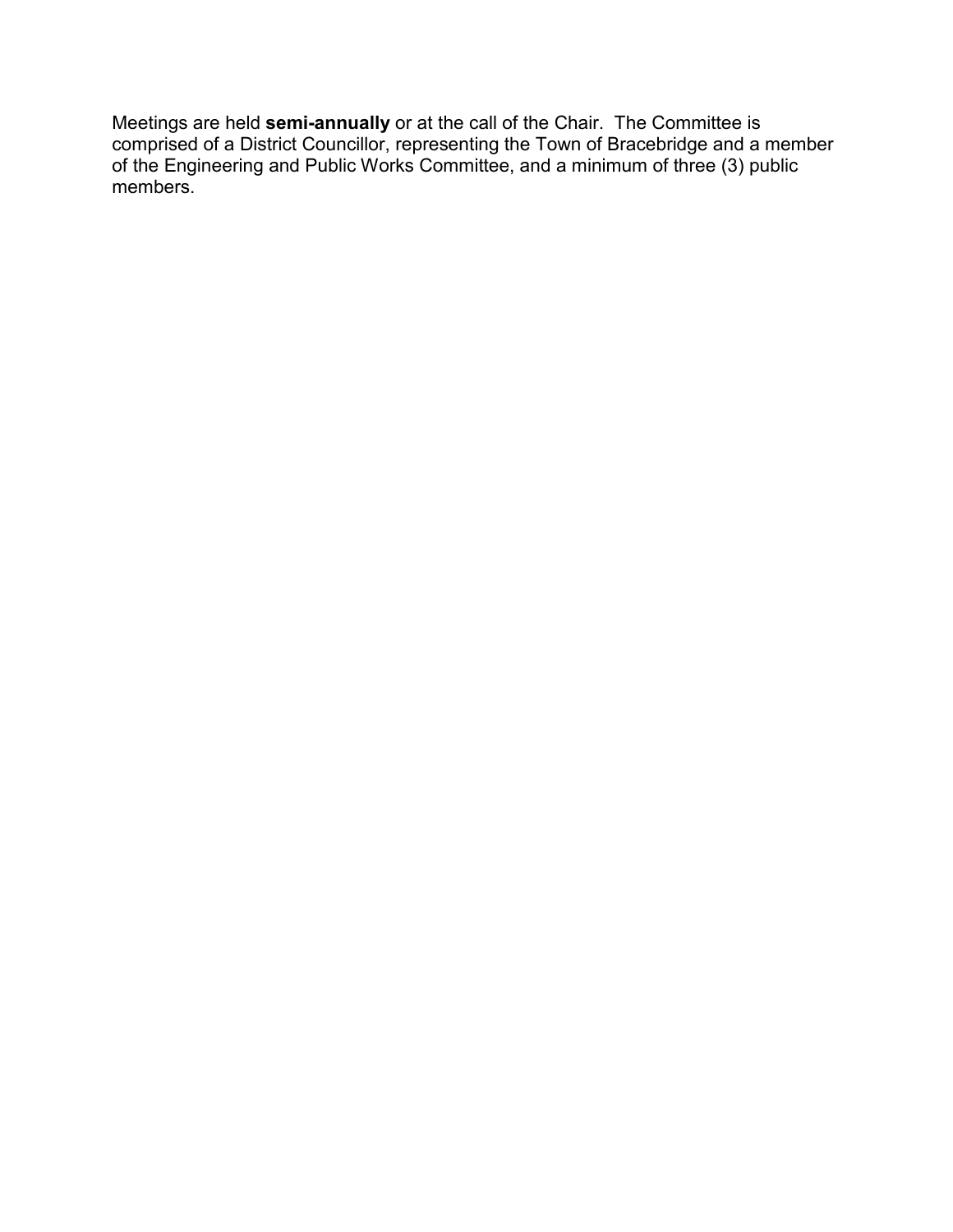Meetings are held **semi-annually** or at the call of the Chair. The Committee is comprised of a District Councillor, representing the Town of Bracebridge and a member of the Engineering and Public Works Committee, and a minimum of three (3) public members.